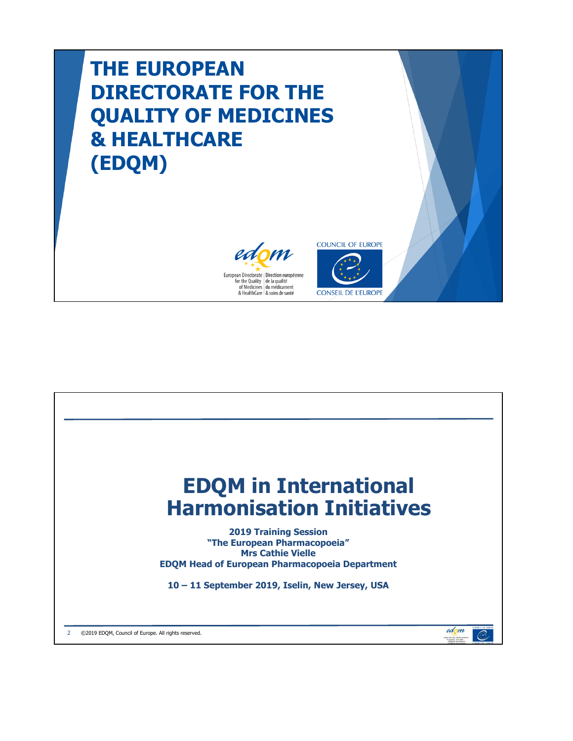# THE EUROPEAN DIRECTORATE FOR THE QUALITY OF MEDICINES & HEALTHCARE (EDQM)

European Directorate for the Quality of Medicines & HealthCare | Direction européenne de la qualité du médicament & soins de santé

COUNCIL OF EUROPE

CONSEIL DE L'EUROPE

# EDQM in International Harmonisation Initiatives

**2019 Training Session**
**"The European Pharmacopoeia"**
**Mrs Cathie Vielle**
**EDQM Head of European Pharmacopoeia Department**

**10 – 11 September 2019, Iselin, New Jersey, USA**

©2019 EDQM, Council of Europe. All rights reserved.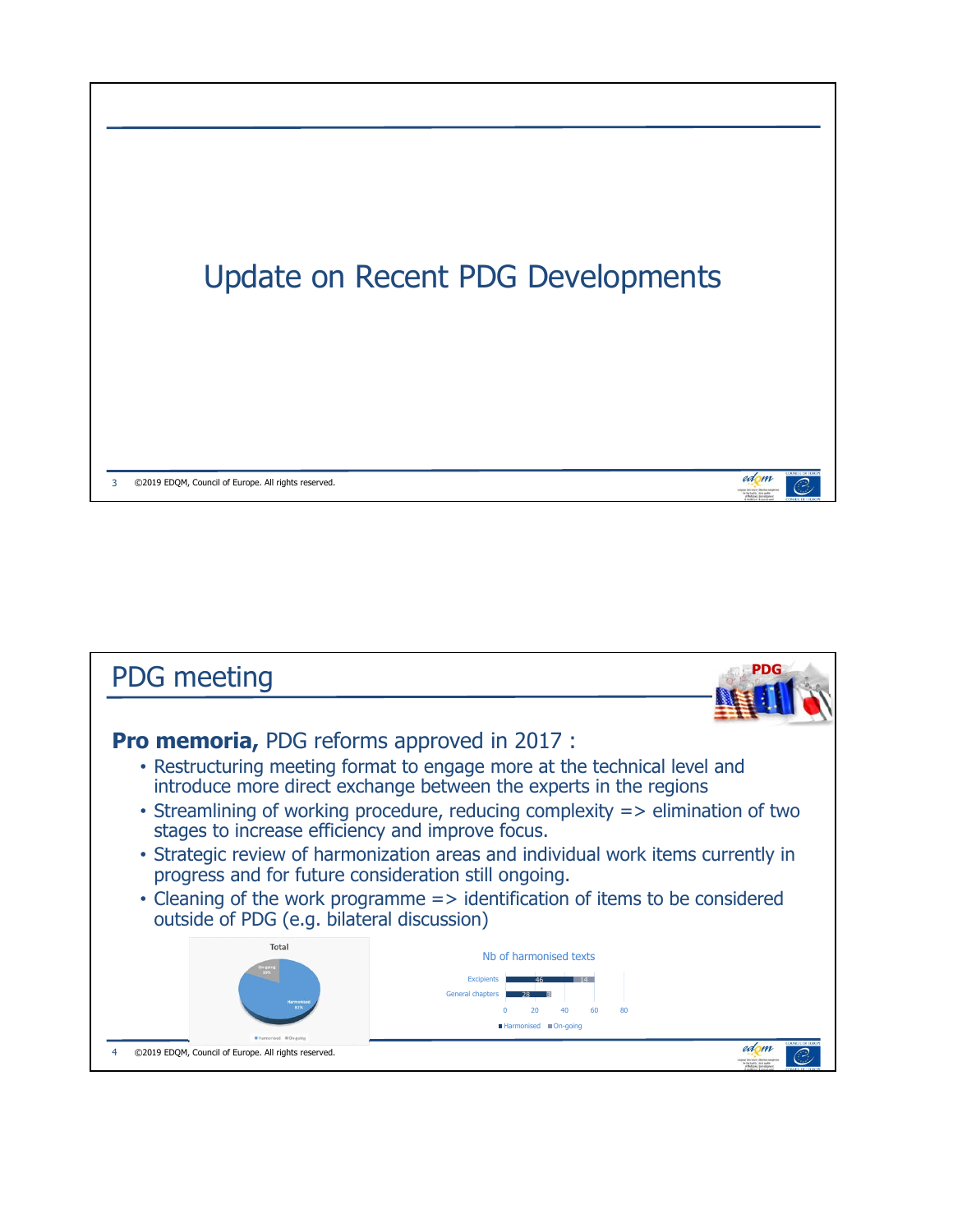# Update on Recent PDG Developments

## PDG meeting

**Pro memoria,** PDG reforms approved in 2017 :

- Restructuring meeting format to engage more at the technical level and introduce more direct exchange between the experts in the regions
- Streamlining of working procedure, reducing complexity => elimination of two stages to increase efficiency and improve focus.
- Strategic review of harmonization areas and individual work items currently in progress and for future consideration still ongoing.
- Cleaning of the work programme => identification of items to be considered outside of PDG (e.g. bilateral discussion)

Total

On-going 19%

Harmonised 81%

Harmonised ■ On-going

Nb of harmonised texts

| | Harmonised | On-going |
|---|---|---|
| Excipients | 46 | 14 |
| General chapters | 28 | 3 |

0 20 40 60 80

■ Harmonised ■ On-going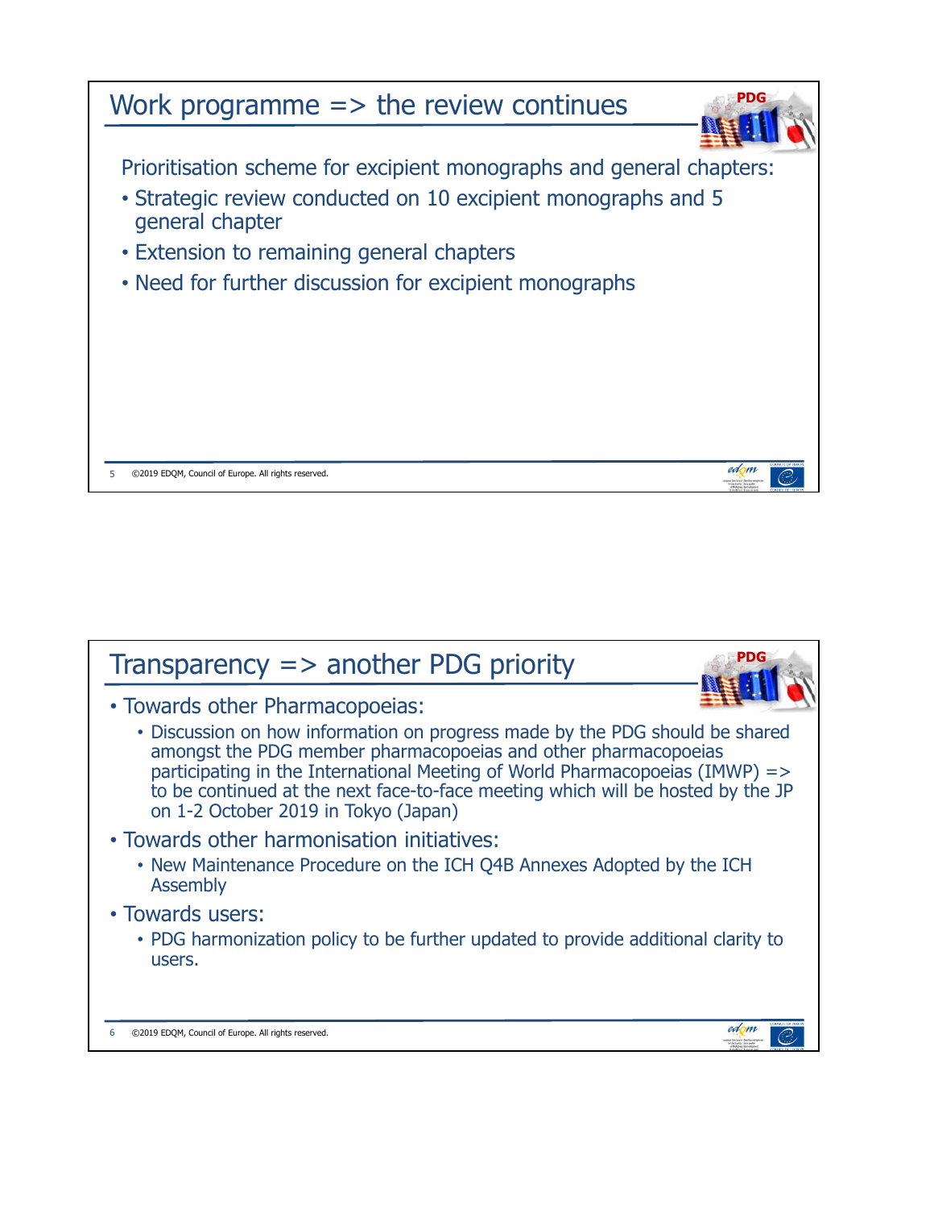## Work programme => the review continues

Prioritisation scheme for excipient monographs and general chapters:

- Strategic review conducted on 10 excipient monographs and 5 general chapter
- Extension to remaining general chapters
- Need for further discussion for excipient monographs

## Transparency => another PDG priority

- Towards other Pharmacopoeias:
  - Discussion on how information on progress made by the PDG should be shared amongst the PDG member pharmacopoeias and other pharmacopoeias participating in the International Meeting of World Pharmacopoeias (IMWP) => to be continued at the next face-to-face meeting which will be hosted by the JP on 1-2 October 2019 in Tokyo (Japan)
- Towards other harmonisation initiatives:
  - New Maintenance Procedure on the ICH Q4B Annexes Adopted by the ICH Assembly
- Towards users:
  - PDG harmonization policy to be further updated to provide additional clarity to users.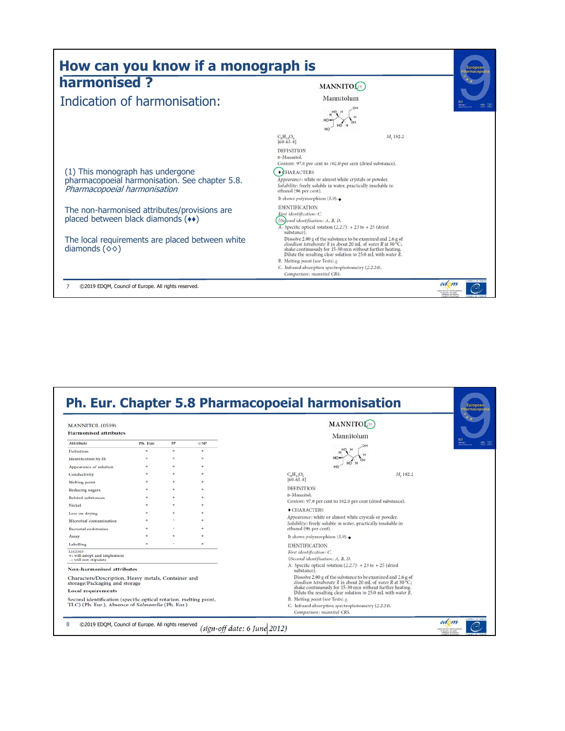# How can you know if a monograph is harmonised ?

## Indication of harmonisation:

(1) This monograph has undergone pharmacopoeial harmonisation. See chapter 5.8. *Pharmacopoeial harmonisation*

The non-harmonised attributes/provisions are placed between black diamonds (♦♦)

The local requirements are placed between white diamonds (◊◊)

**MANNITOL** (1)

Mannitolum

$C_6H_{14}O_6$
[69-65-8]

$M_r$ 182.2

DEFINITION

D-Mannitol.

*Content*: 97.0 per cent to 102.0 per cent (dried substance).

♦CHARACTERS

*Appearance*: white or almost white crystals or powder.

*Solubility*: freely soluble in water, practically insoluble in ethanol (96 per cent).

It shows polymorphism (5.9).♦

IDENTIFICATION

*First identification*: C.

◊*Second identification*: A, B, D.

A. Specific optical rotation (2.2.7): + 23 to + 25 (dried substance).

Dissolve 2.00 g of the substance to be examined and 2.6 g of *disodium tetraborate R* in about 20 mL of *water R* at 30 °C; shake continuously for 15-30 min without further heating. Dilute the resulting clear solution to 25.0 mL with *water R*.

B. Melting point (see Tests).◊

C. Infrared absorption spectrophotometry (2.2.24).

*Comparison*: *mannitol CRS*.

©2019 EDQM, Council of Europe. All rights reserved.

# Ph. Eur. Chapter 5.8 Pharmacopoeial harmonisation

MANNITOL (0559)

**Harmonised attributes**

| Attribute | Ph. Eur. | JP | USP |
|---|---|---|---|
| Definition | + | + | + |
| Identification by IR | + | + | + |
| Appearance of solution | + | + | + |
| Conductivity | + | + | + |
| Melting point | + | + | + |
| Reducing sugars | + | + | + |
| Related substances | + | + | + |
| Nickel | + | + | + |
| Loss on drying | + | + | + |
| Microbial contamination | + | - | + |
| Bacterial endotoxins | + | - | + |
| Assay | + | + | + |
| Labelling | + | - | + |

LEGEND
+: will adopt and implement
−: will not stipulate

**Non-harmonised attributes**

Characters/Description, Heavy metals, Container and storage/Packaging and storage

**Local requirements**

Second identification (specific optical rotation, melting point, TLC) (Ph. Eur.), Absence of *Salmonella* (Ph. Eur.)

*(sign-off date: 6 June 2012)*

**MANNITOL** (1)

Mannitolum

$C_6H_{14}O_6$
[69-65-8]

$M_r$ 182.2

DEFINITION

D-Mannitol.

*Content*: 97.0 per cent to 102.0 per cent (dried substance).

♦CHARACTERS

*Appearance*: white or almost white crystals or powder.

*Solubility*: freely soluble in water, practically insoluble in ethanol (96 per cent).

It shows polymorphism (5.9).♦

IDENTIFICATION

*First identification*: C.

◊*Second identification*: A, B, D.

A. Specific optical rotation (2.2.7): + 23 to + 25 (dried substance).

Dissolve 2.00 g of the substance to be examined and 2.6 g of *disodium tetraborate R* in about 20 mL of *water R* at 30 °C; shake continuously for 15-30 min without further heating. Dilute the resulting clear solution to 25.0 mL with *water R*.

B. Melting point (see Tests).◊

C. Infrared absorption spectrophotometry (2.2.24).

*Comparison*: *mannitol CRS*.

©2019 EDQM, Council of Europe. All rights reserved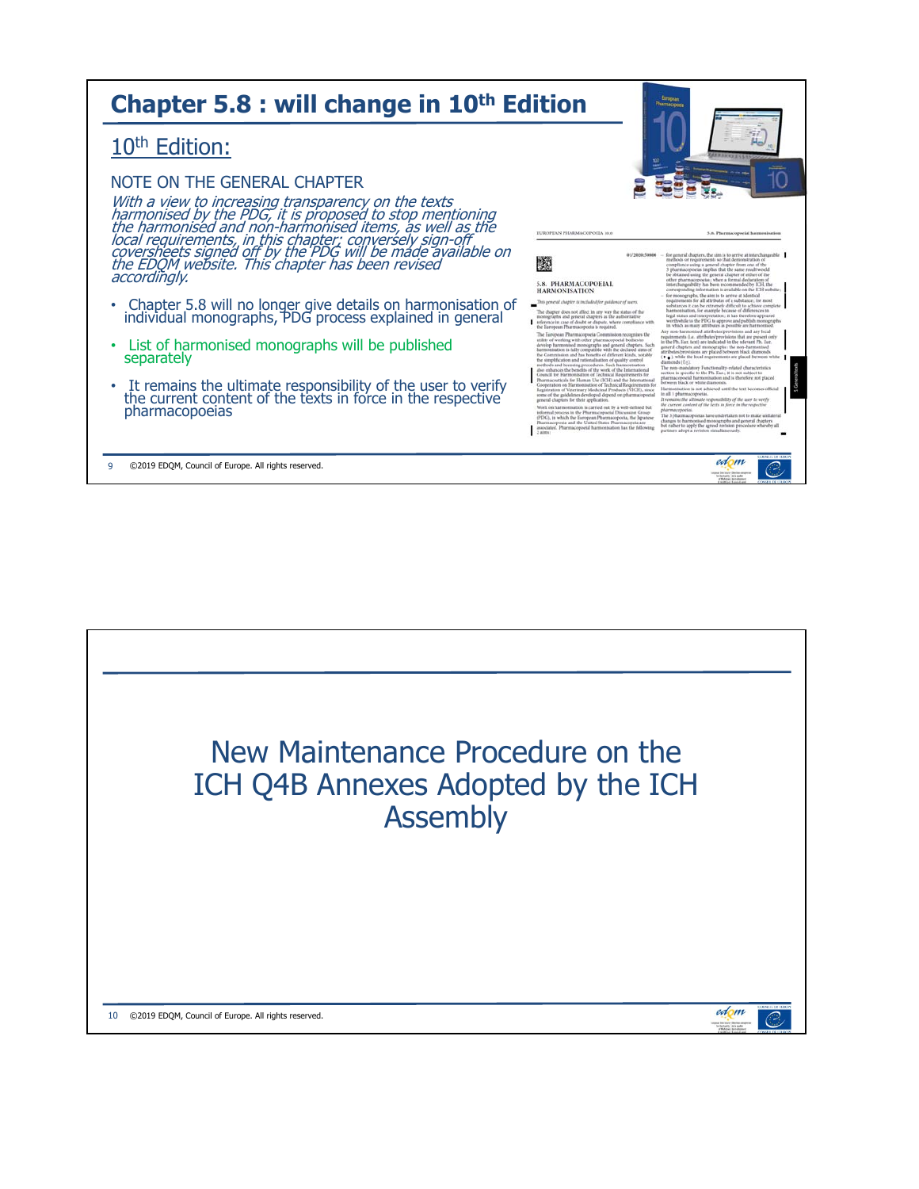# Chapter 5.8 : will change in 10th Edition

## 10th Edition:

NOTE ON THE GENERAL CHAPTER

*With a view to increasing transparency on the texts harmonised by the PDG, it is proposed to stop mentioning the harmonised and non-harmonised items, as well as the local requirements, in this chapter; conversely sign-off coversheets signed off by the PDG will be made available on the EDQM website. This chapter has been revised accordingly.*

- Chapter 5.8 will no longer give details on harmonisation of individual monographs, PDG process explained in general
- List of harmonised monographs will be published separately
- It remains the ultimate responsibility of the user to verify the current content of the texts in force in the respective pharmacopoeias

©2019 EDQM, Council of Europe. All rights reserved.

# New Maintenance Procedure on the ICH Q4B Annexes Adopted by the ICH Assembly

©2019 EDQM, Council of Europe. All rights reserved.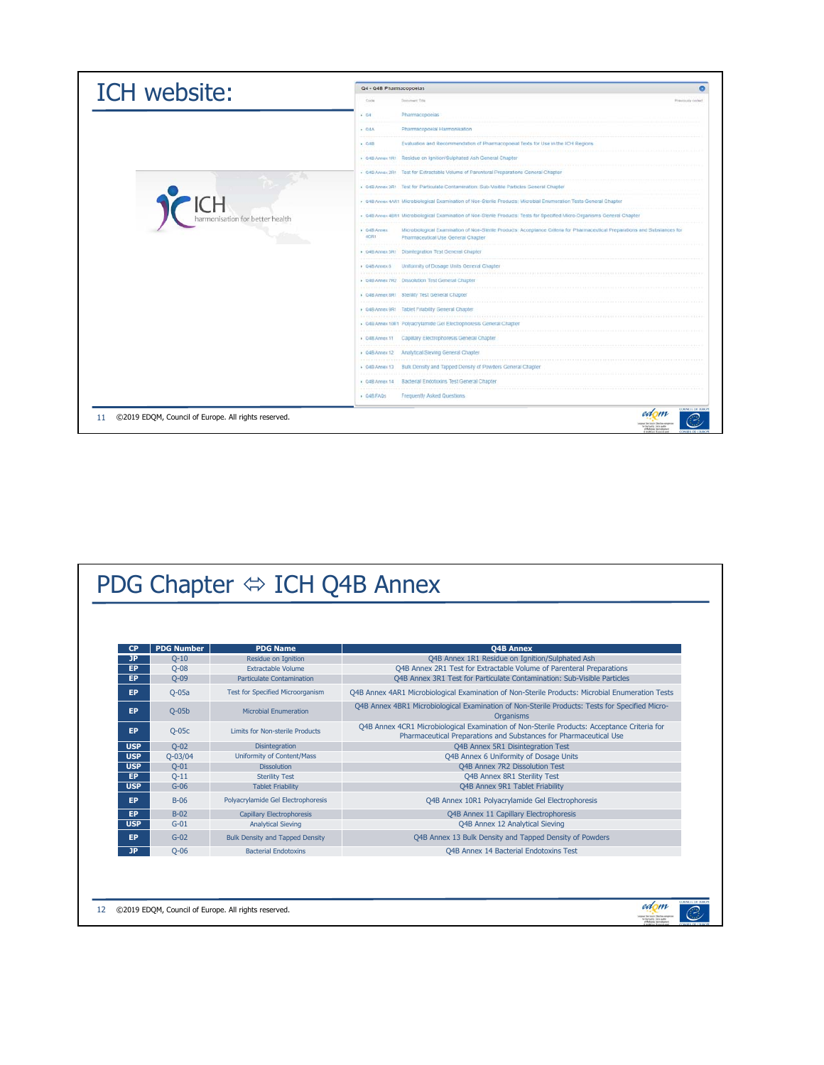# ICH website:

ICH harmonisation for better health

**Q4 - Q4B Pharmacopoeias**

| Code | Document Title | Previously coded |
|---|---|---|
| Q4 | Pharmacopoeias | |
| Q4A | Pharmacopoeial Harmonisation | |
| Q4B | Evaluation and Recommendation of Pharmacopoeial Texts for Use in the ICH Regions | |
| Q4B Annex 1R1 | Residue on Ignition/Sulphated Ash General Chapter | |
| Q4B Annex 2R1 | Test for Extractable Volume of Parenteral Preparations General Chapter | |
| Q4B Annex 3R1 | Test for Particulate Contamination: Sub-Visible Particles General Chapter | |
| Q4B Annex 4AR1 | Microbiological Examination of Non-Sterile Products: Microbial Enumeration Tests General Chapter | |
| Q4B Annex 4BR1 | Microbiological Examination of Non-Sterile Products: Tests for Specified Micro-Organisms General Chapter | |
| Q4B Annex 4CR1 | Microbiological Examination of Non-Sterile Products: Acceptance Criteria for Pharmaceutical Preparations and Substances for Pharmaceutical Use General Chapter | |
| Q4B Annex 5R1 | Disintegration Test General Chapter | |
| Q4B Annex 6 | Uniformity of Dosage Units General Chapter | |
| Q4B Annex 7R2 | Dissolution Test General Chapter | |
| Q4B Annex 8R1 | Sterility Test General Chapter | |
| Q4B Annex 9R1 | Tablet Friability General Chapter | |
| Q4B Annex 10R1 | Polyacrylamide Gel Electrophoresis General Chapter | |
| Q4B Annex 11 | Capillary Electrophoresis General Chapter | |
| Q4B Annex 12 | Analytical Sieving General Chapter | |
| Q4B Annex 13 | Bulk Density and Tapped Density of Powders General Chapter | |
| Q4B Annex 14 | Bacterial Endotoxins Test General Chapter | |
| Q4B FAQs | Frequently Asked Questions | |

©2019 EDQM, Council of Europe. All rights reserved.

# PDG Chapter ⇔ ICH Q4B Annex

| CP | PDG Number | PDG Name | Q4B Annex |
|---|---|---|---|
| JP | Q-10 | Residue on Ignition | Q4B Annex 1R1 Residue on Ignition/Sulphated Ash |
| EP | Q-08 | Extractable Volume | Q4B Annex 2R1 Test for Extractable Volume of Parenteral Preparations |
| EP | Q-09 | Particulate Contamination | Q4B Annex 3R1 Test for Particulate Contamination: Sub-Visible Particles |
| EP | Q-05a | Test for Specified Microorganism | Q4B Annex 4AR1 Microbiological Examination of Non-Sterile Products: Microbial Enumeration Tests |
| EP | Q-05b | Microbial Enumeration | Q4B Annex 4BR1 Microbiological Examination of Non-Sterile Products: Tests for Specified Micro-Organisms |
| EP | Q-05c | Limits for Non-sterile Products | Q4B Annex 4CR1 Microbiological Examination of Non-Sterile Products: Acceptance Criteria for Pharmaceutical Preparations and Substances for Pharmaceutical Use |
| USP | Q-02 | Disintegration | Q4B Annex 5R1 Disintegration Test |
| USP | Q-03/04 | Uniformity of Content/Mass | Q4B Annex 6 Uniformity of Dosage Units |
| USP | Q-01 | Dissolution | Q4B Annex 7R2 Dissolution Test |
| EP | Q-11 | Sterility Test | Q4B Annex 8R1 Sterility Test |
| USP | G-06 | Tablet Friability | Q4B Annex 9R1 Tablet Friability |
| EP | B-06 | Polyacrylamide Gel Electrophoresis | Q4B Annex 10R1 Polyacrylamide Gel Electrophoresis |
| EP | B-02 | Capillary Electrophoresis | Q4B Annex 11 Capillary Electrophoresis |
| USP | G-01 | Analytical Sieving | Q4B Annex 12 Analytical Sieving |
| EP | G-02 | Bulk Density and Tapped Density | Q4B Annex 13 Bulk Density and Tapped Density of Powders |
| JP | Q-06 | Bacterial Endotoxins | Q4B Annex 14 Bacterial Endotoxins Test |

©2019 EDQM, Council of Europe. All rights reserved.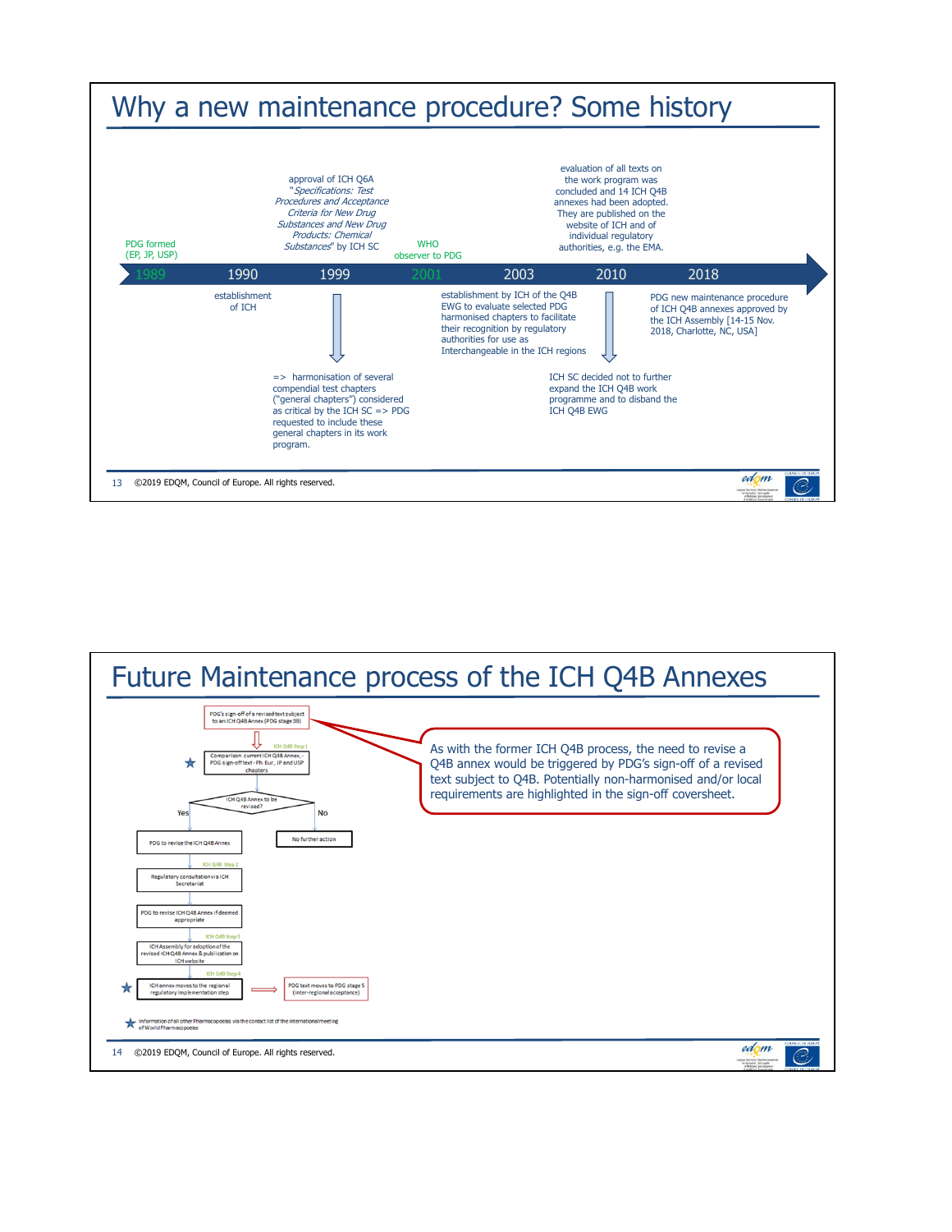# Why a new maintenance procedure? Some history

- **1989** – PDG formed (EP, JP, USP)
- **1990** – establishment of ICH
- **1999** – approval of ICH Q6A "*Specifications: Test Procedures and Acceptance Criteria for New Drug Substances and New Drug Products: Chemical Substances*" by ICH SC
  - => harmonisation of several compendial test chapters ("general chapters") considered as critical by the ICH SC => PDG requested to include these general chapters in its work program.
- **2001** – WHO observer to PDG
- **2003** – establishment by ICH of the Q4B EWG to evaluate selected PDG harmonised chapters to facilitate their recognition by regulatory authorities for use as Interchangeable in the ICH regions
- **2010** – evaluation of all texts on the work program was concluded and 14 ICH Q4B annexes had been adopted. They are published on the website of ICH and of individual regulatory authorities, e.g. the EMA.
  - ICH SC decided not to further expand the ICH Q4B work programme and to disband the ICH Q4B EWG
- **2018** – PDG new maintenance procedure of ICH Q4B annexes approved by the ICH Assembly [14-15 Nov. 2018, Charlotte, NC, USA]

13 ©2019 EDQM, Council of Europe. All rights reserved.

# Future Maintenance process of the ICH Q4B Annexes

- PDG's sign-off of a revised text subject to an ICH Q4B Annex (PDG stage 3B)
- ICH Q4B Step 1: ★ Comparison current ICH Q4B Annex, - PDG sign-off text - Ph. Eur., JP and USP chapters
- ICH Q4B Annex to be revised?
  - No: No further action
  - Yes: PDG to revise the ICH Q4B Annex
- ICH Q4B Step 2: Regulatory consultation via ICH Secretariat
- PDG to revise ICH Q4B Annex if deemed appropriate
- ICH Q4B Step 3: ICH Assembly for adoption of the revised ICH Q4B Annex & publication on ICH website
- ICH Q4B Step 4: ★ ICH annex moves to the regional regulatory implementation step ⇒ PDG text moves to PDG stage 5 (inter-regional acceptance)

★ Information of all other Pharmacopoeias via the contact list of the International meeting of World Pharmacopoeias

As with the former ICH Q4B process, the need to revise a Q4B annex would be triggered by PDG's sign-off of a revised text subject to Q4B. Potentially non-harmonised and/or local requirements are highlighted in the sign-off coversheet.

14 ©2019 EDQM, Council of Europe. All rights reserved.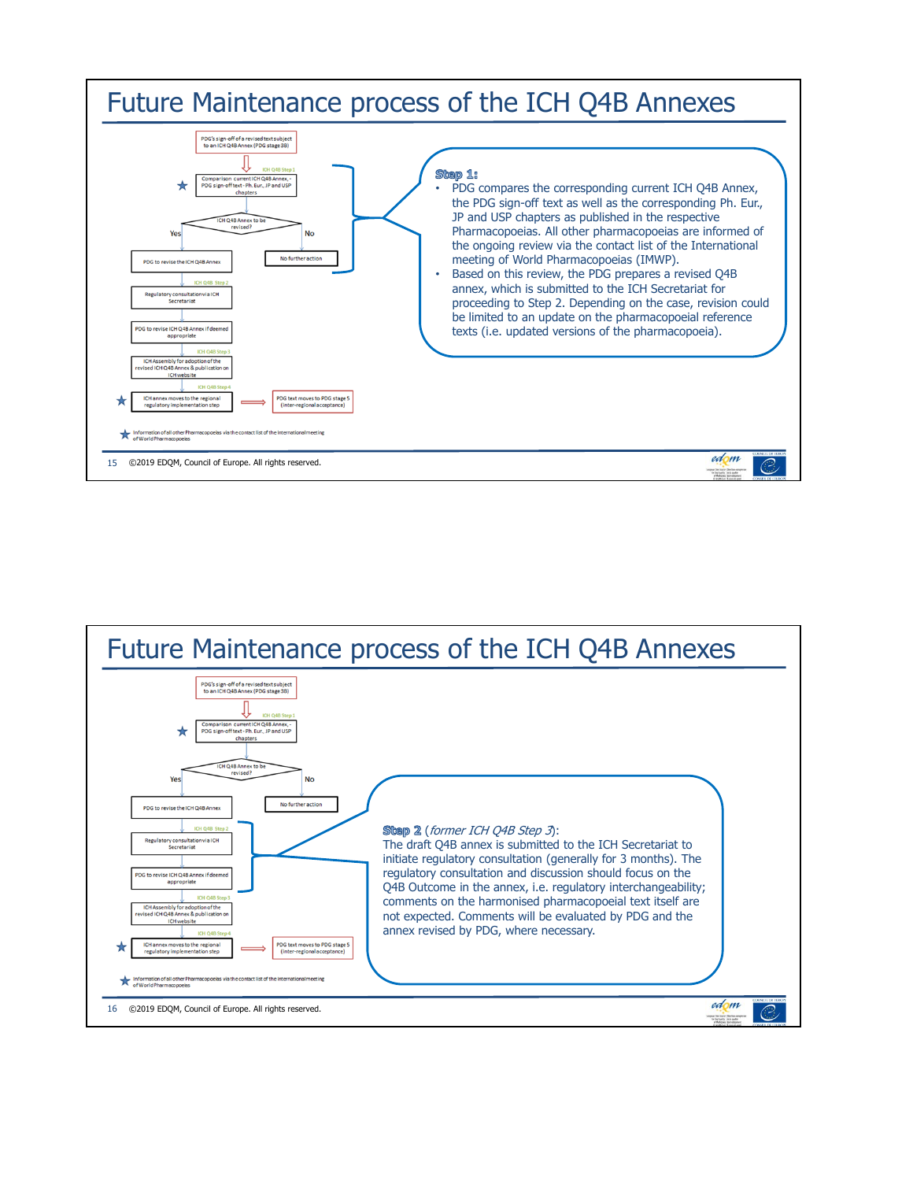# Future Maintenance process of the ICH Q4B Annexes

PDG's sign-off of a revised text subject to an ICH Q4B Annex (PDG stage 3B)

ICH Q4B Step 1

Comparison current ICH Q4B Annex, - PDG sign-off text - Ph. Eur., JP and USP chapters

ICH Q4B Annex to be revised?

Yes / No

PDG to revise the ICH Q4B Annex

No further action

ICH Q4B Step 2

Regulatory consultation via ICH Secretariat

PDG to revise ICH Q4B Annex if deemed appropriate

ICH Q4B Step 3

ICH Assembly for adoption of the revised ICH Q4B Annex & publication on ICH website

ICH Q4B Step 4

ICH annex moves to the regional regulatory implementation step

PDG text moves to PDG stage 5 (inter-regional acceptance)

Information of all other Pharmacopoeias via the contact list of the International meeting of World Pharmacopoeias

**Step 1:**

- PDG compares the corresponding current ICH Q4B Annex, the PDG sign-off text as well as the corresponding Ph. Eur., JP and USP chapters as published in the respective Pharmacopoeias. All other pharmacopoeias are informed of the ongoing review via the contact list of the International meeting of World Pharmacopoeias (IMWP).
- Based on this review, the PDG prepares a revised Q4B annex, which is submitted to the ICH Secretariat for proceeding to Step 2. Depending on the case, revision could be limited to an update on the pharmacopoeial reference texts (i.e. updated versions of the pharmacopoeia).

©2019 EDQM, Council of Europe. All rights reserved.

# Future Maintenance process of the ICH Q4B Annexes

PDG's sign-off of a revised text subject to an ICH Q4B Annex (PDG stage 3B)

ICH Q4B Step 1

Comparison current ICH Q4B Annex, - PDG sign-off text - Ph. Eur., JP and USP chapters

ICH Q4B Annex to be revised?

Yes / No

PDG to revise the ICH Q4B Annex

No further action

ICH Q4B Step 2

Regulatory consultation via ICH Secretariat

PDG to revise ICH Q4B Annex if deemed appropriate

ICH Q4B Step 3

ICH Assembly for adoption of the revised ICH Q4B Annex & publication on ICH website

ICH Q4B Step 4

ICH annex moves to the regional regulatory implementation step

PDG text moves to PDG stage 5 (inter-regional acceptance)

Information of all other Pharmacopoeias via the contact list of the International meeting of World Pharmacopoeias

**Step 2** (*former ICH Q4B Step 3*):
The draft Q4B annex is submitted to the ICH Secretariat to initiate regulatory consultation (generally for 3 months). The regulatory consultation and discussion should focus on the Q4B Outcome in the annex, i.e. regulatory interchangeability; comments on the harmonised pharmacopoeial text itself are not expected. Comments will be evaluated by PDG and the annex revised by PDG, where necessary.

©2019 EDQM, Council of Europe. All rights reserved.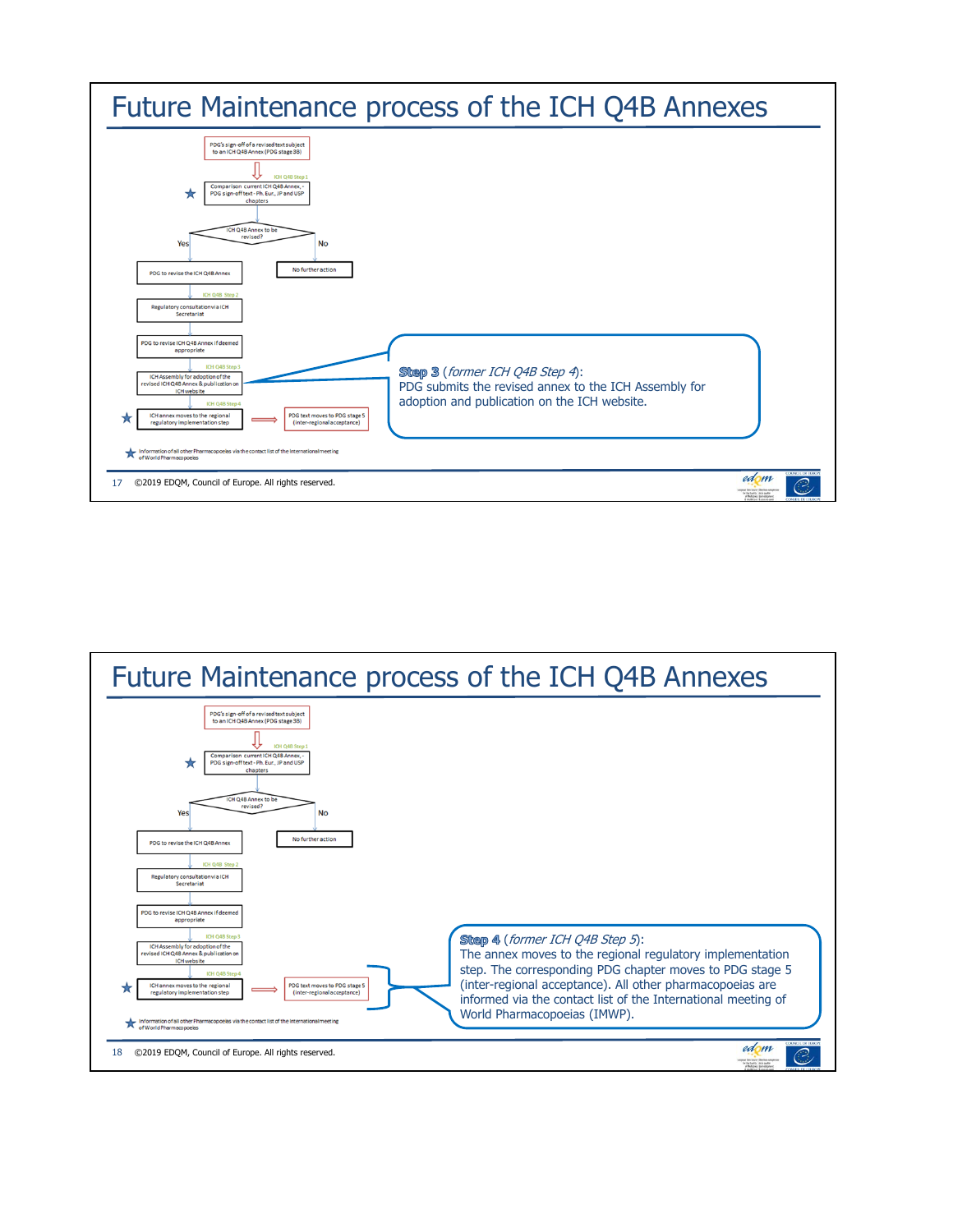# Future Maintenance process of the ICH Q4B Annexes

PDG's sign-off of a revised text subject to an ICH Q4B Annex (PDG stage 3B)

ICH Q4B Step 1

★ Comparison current ICH Q4B Annex, - PDG sign-off text - Ph. Eur., JP and USP chapters

ICH Q4B Annex to be revised?

Yes — PDG to revise the ICH Q4B Annex

No — No further action

ICH Q4B Step 2

Regulatory consultation via ICH Secretariat

PDG to revise ICH Q4B Annex if deemed appropriate

ICH Q4B Step 3

ICH Assembly for adoption of the revised ICH Q4B Annex & publication on ICH website

ICH Q4B Step 4

★ ICH annex moves to the regional regulatory implementation step ⇒ PDG text moves to PDG stage 5 (inter-regional acceptance)

★ Information of all other Pharmacopoeias via the contact list of the International meeting of World Pharmacopoeias

**Step 3** (*former ICH Q4B Step 4*):
PDG submits the revised annex to the ICH Assembly for adoption and publication on the ICH website.

©2019 EDQM, Council of Europe. All rights reserved.

# Future Maintenance process of the ICH Q4B Annexes

PDG's sign-off of a revised text subject to an ICH Q4B Annex (PDG stage 3B)

ICH Q4B Step 1

★ Comparison current ICH Q4B Annex, - PDG sign-off text - Ph. Eur., JP and USP chapters

ICH Q4B Annex to be revised?

Yes — PDG to revise the ICH Q4B Annex

No — No further action

ICH Q4B Step 2

Regulatory consultation via ICH Secretariat

PDG to revise ICH Q4B Annex if deemed appropriate

ICH Q4B Step 3

ICH Assembly for adoption of the revised ICH Q4B Annex & publication on ICH website

ICH Q4B Step 4

★ ICH annex moves to the regional regulatory implementation step ⇒ PDG text moves to PDG stage 5 (inter-regional acceptance)

★ Information of all other Pharmacopoeias via the contact list of the International meeting of World Pharmacopoeias

**Step 4** (*former ICH Q4B Step 5*):
The annex moves to the regional regulatory implementation step. The corresponding PDG chapter moves to PDG stage 5 (inter-regional acceptance). All other pharmacopoeias are informed via the contact list of the International meeting of World Pharmacopoeias (IMWP).

©2019 EDQM, Council of Europe. All rights reserved.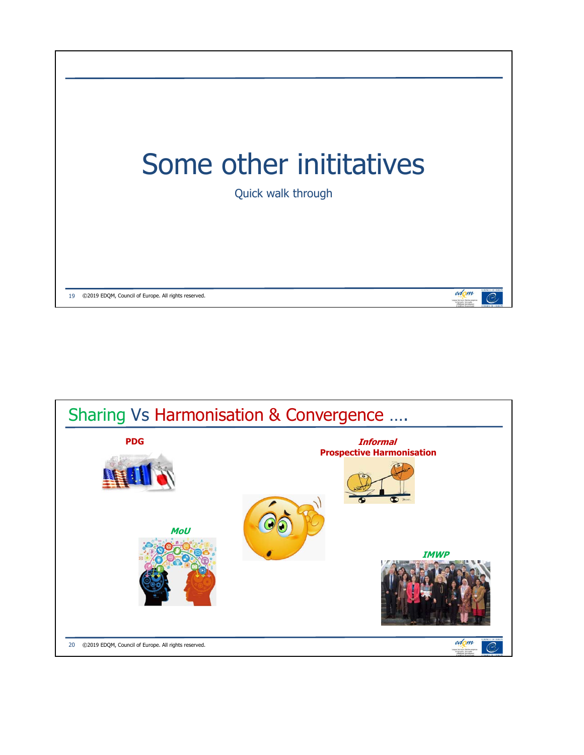# Some other inititatives

Quick walk through

## Sharing Vs Harmonisation & Convergence ….

**PDG**

***Informal***
**Prospective Harmonisation**

***MoU***

***IMWP***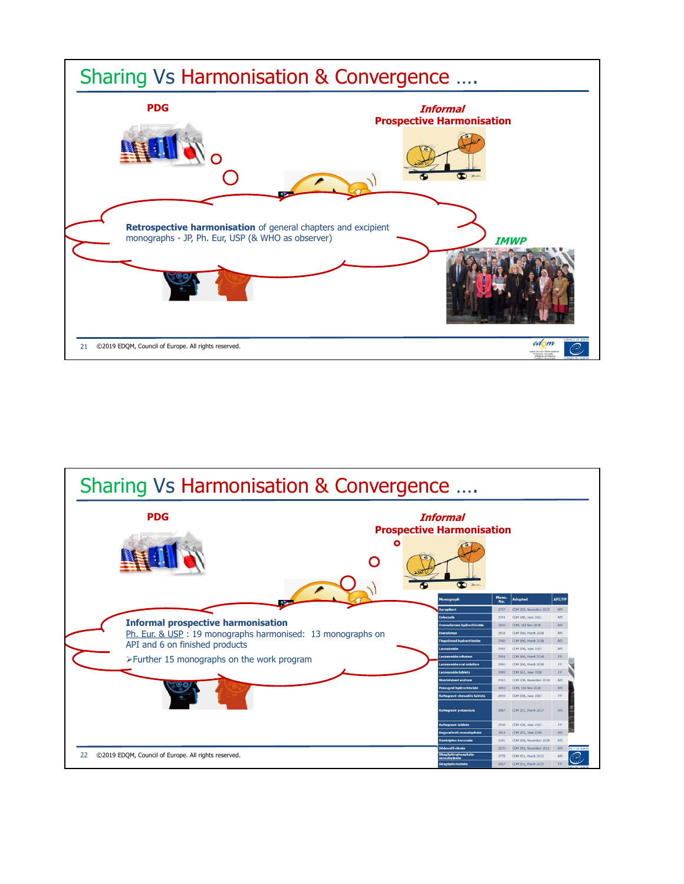# Sharing Vs Harmonisation & Convergence ….

**PDG**

***Informal***
**Prospective Harmonisation**

**Retrospective harmonisation** of general chapters and excipient monographs - JP, Ph. Eur, USP (& WHO as observer)

***IMWP***

# Sharing Vs Harmonisation & Convergence ….

**PDG**

***Informal***
**Prospective Harmonisation**

**Informal prospective harmonisation**

Ph. Eur. & USP : 19 monographs harmonised: 13 monographs on API and 6 on finished products

- Further 15 monographs on the work program

| Monograph | Mono. No. | Adopted | API/FP |
|---|---|---|---|
| Aprepitant | 2757 | COM 153, November 2015 | API |
| Celecoxib | 2591 | COM 140, June 2011 | API |
| Dronedarone hydrochloride | 3019 | COM, 163 Nov 2018 | API |
| Everolimus | 2918 | COM 160, March 2018 | API |
| Fingolimod hydrochloride | 2988 | COM 160, March 2018 | API |
| Lacosamide | 2992 | COM 158, June 2017 | API |
| Lacosamide infusion | 2991 | COM 160, March 2018 | FP |
| Lacosamide oral solution | 2990 | COM 160, March 2018 | FP |
| Lacosamide tablets | 2989 | COM 161, June 2018 | FP |
| Montelukast sodium | 2363 | COM 136, November 2010 | API |
| Prasugrel hydrochloride | 3040 | COM, 163 Nov 2018 | API |
| Raltegravir chewable tablets | 2970 | COM 158, June 2017 | FP |
| Raltegravir potassium | 2887 | COM 157, March 2017 | API |
| Raltegravir tablets | 2938 | COM 158, June 2017 | FP |
| Regorafenib monohydrate | 3012 | COM 161, June 2018 | API |
| Rizatriptan benzoate | 2585 | COM 136, November 2010 | API |
| Sildenafil citrate | 2270 | COM 141, November 2011 | API |
| Sitagliptin phosphate monohydrate | 2778 | COM 151, March 2015 | API |
| Sitagliptin tablets | 2927 | COM 151, March 2015 | FP |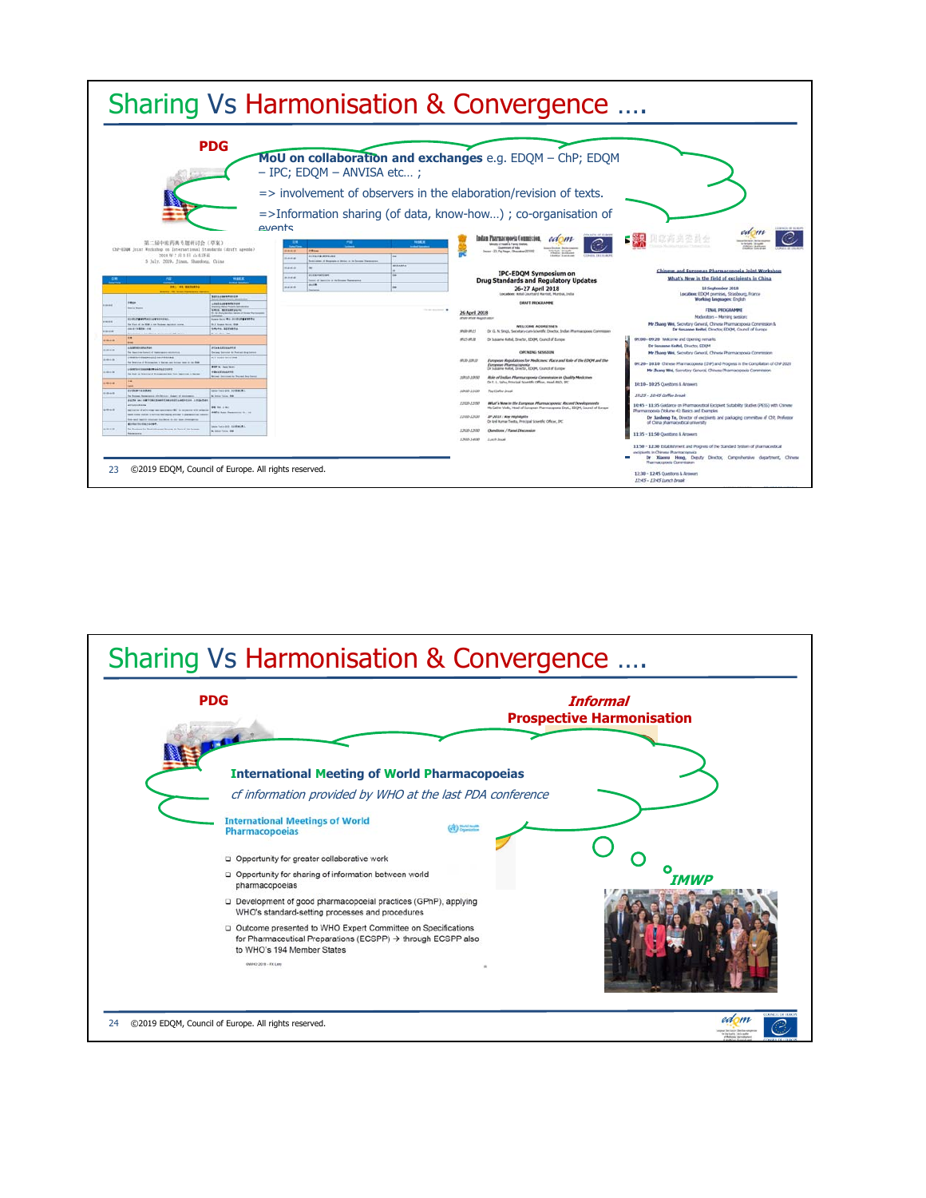# Sharing Vs Harmonisation & Convergence ….

**PDG**

**MoU on collaboration and exchanges** e.g. EDQM – ChP; EDQM – IPC; EDQM – ANVISA etc… ;

=> involvement of observers in the elaboration/revision of texts.

=>Information sharing (of data, know-how…) ; co-organisation of events

# Sharing Vs Harmonisation & Convergence ….

**PDG**

***Informal***
**Prospective Harmonisation**

**International Meeting of World Pharmacopoeias**

*cf information provided by WHO at the last PDA conference*

**International Meetings of World Pharmacopoeias**

- Opportunity for greater collaborative work
- Opportunity for sharing of information between world pharmacopoeias
- Development of good pharmacopoeial practices (GPhP), applying WHO's standard-setting processes and procedures
- Outcome presented to WHO Expert Committee on Specifications for Pharmaceutical Preparations (ECSPP) → through ECSPP also to WHO's 194 Member States

***IMWP***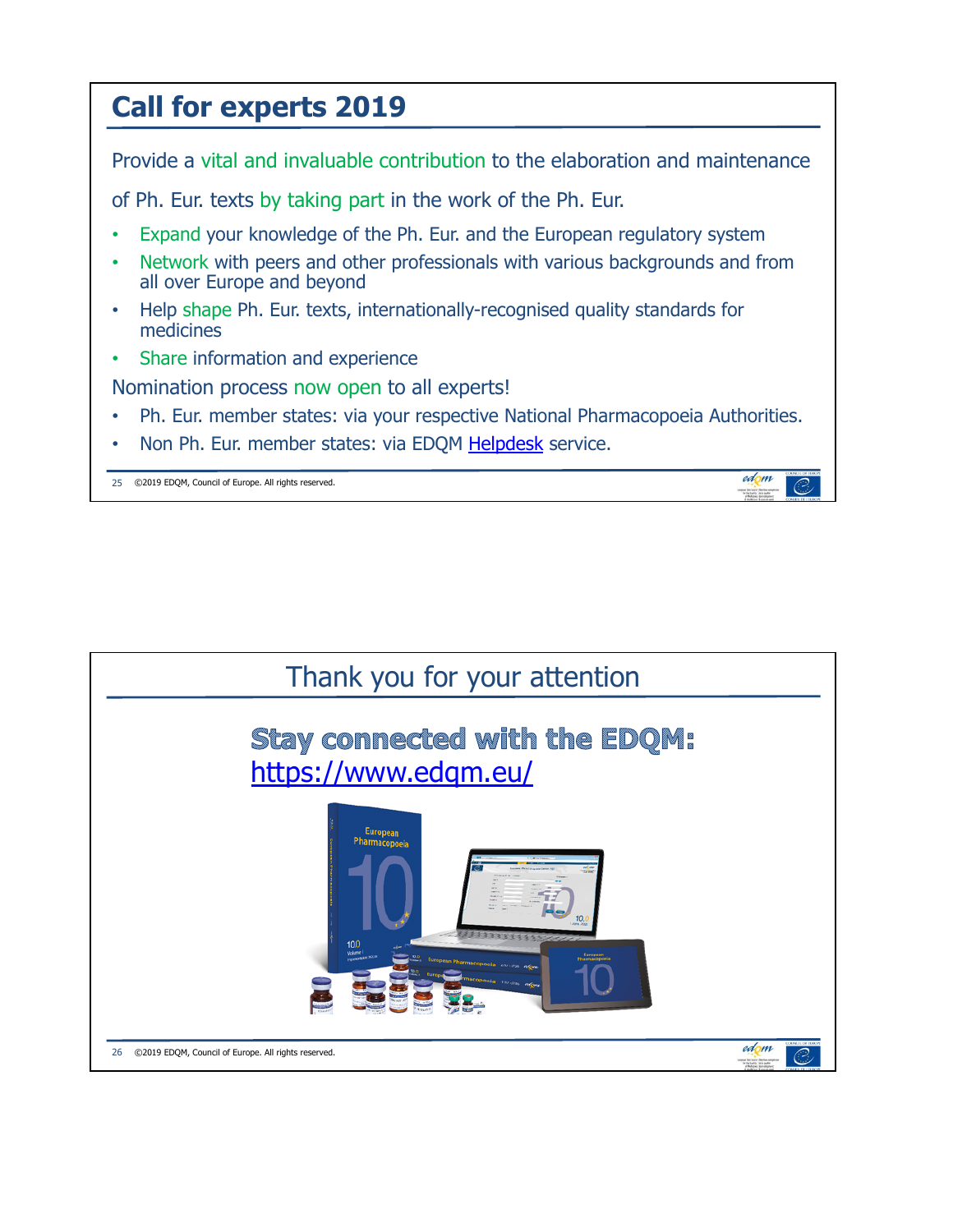## Call for experts 2019

Provide a vital and invaluable contribution to the elaboration and maintenance of Ph. Eur. texts by taking part in the work of the Ph. Eur.

- Expand your knowledge of the Ph. Eur. and the European regulatory system
- Network with peers and other professionals with various backgrounds and from all over Europe and beyond
- Help shape Ph. Eur. texts, internationally-recognised quality standards for medicines
- Share information and experience

Nomination process now open to all experts!

- Ph. Eur. member states: via your respective National Pharmacopoeia Authorities.
- Non Ph. Eur. member states: via EDQM Helpdesk service.

## Thank you for your attention

**Stay connected with the EDQM:**
https://www.edqm.eu/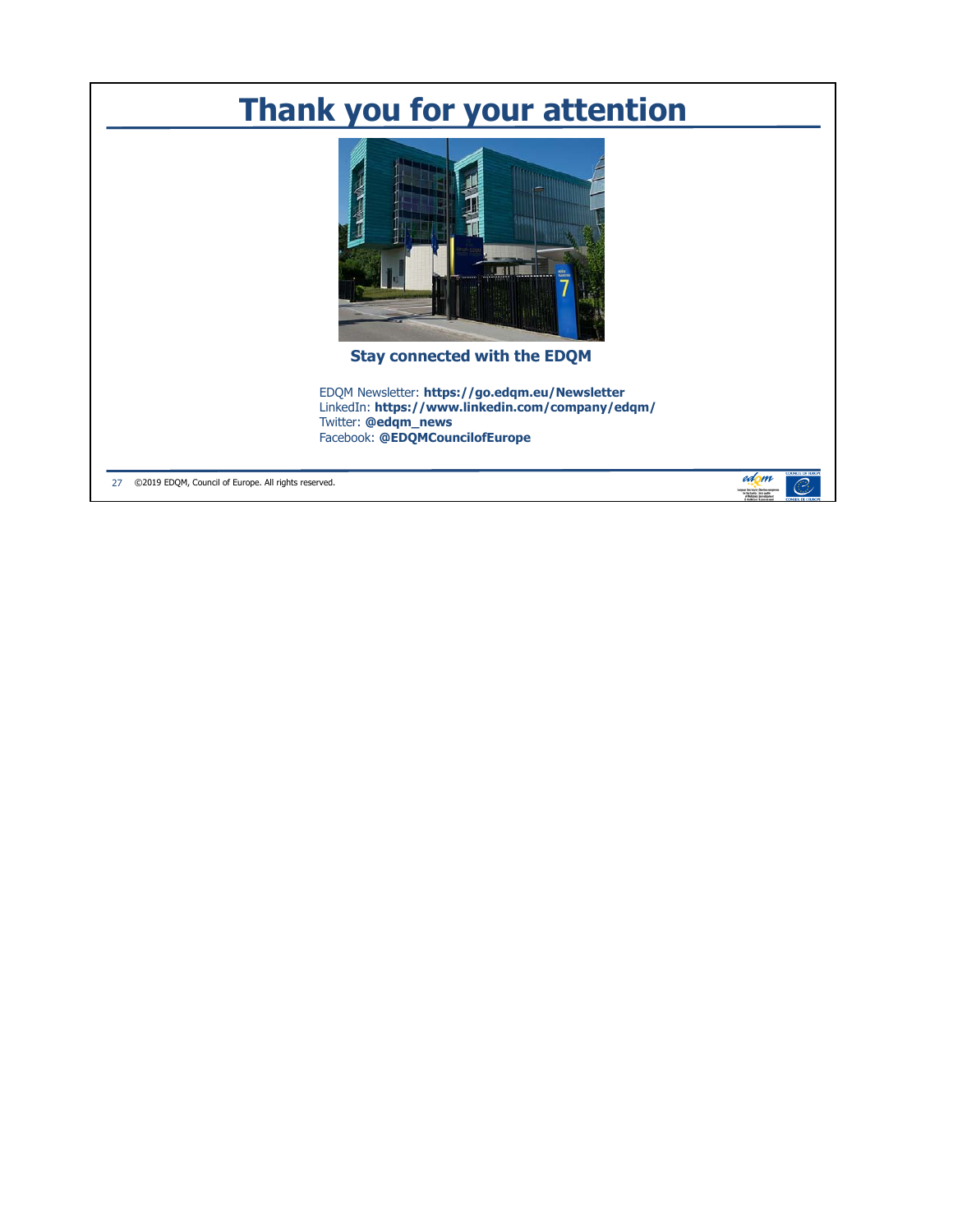# Thank you for your attention

**Stay connected with the EDQM**

EDQM Newsletter: **https://go.edqm.eu/Newsletter**
LinkedIn: **https://www.linkedin.com/company/edqm/**
Twitter: **@edqm_news**
Facebook: **@EDQMCouncilofEurope**

©2019 EDQM, Council of Europe. All rights reserved.